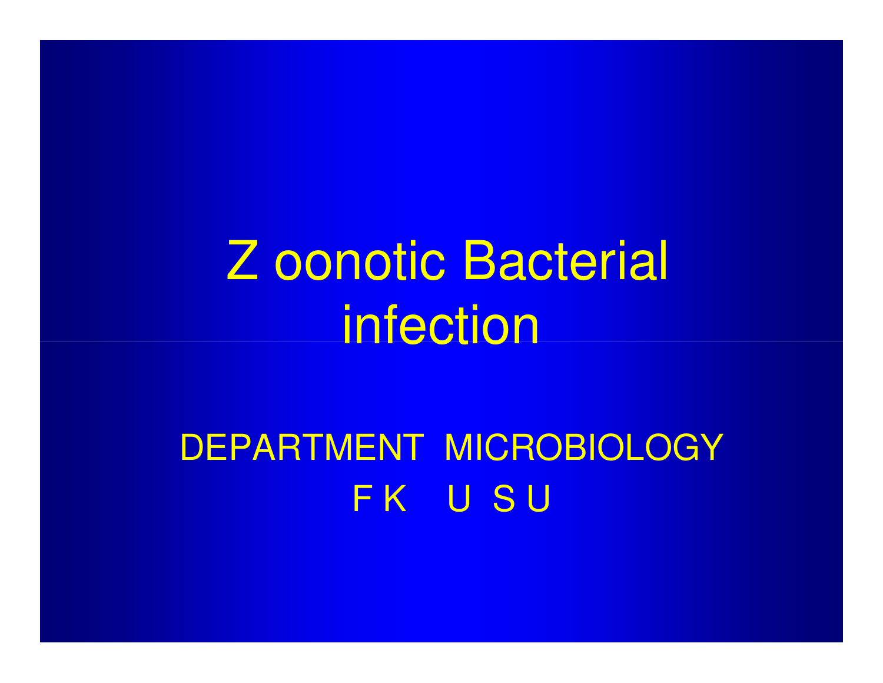# Z oonotic Bacterial infection

DEPARTMENT MICROBIOLOGY
F K U S U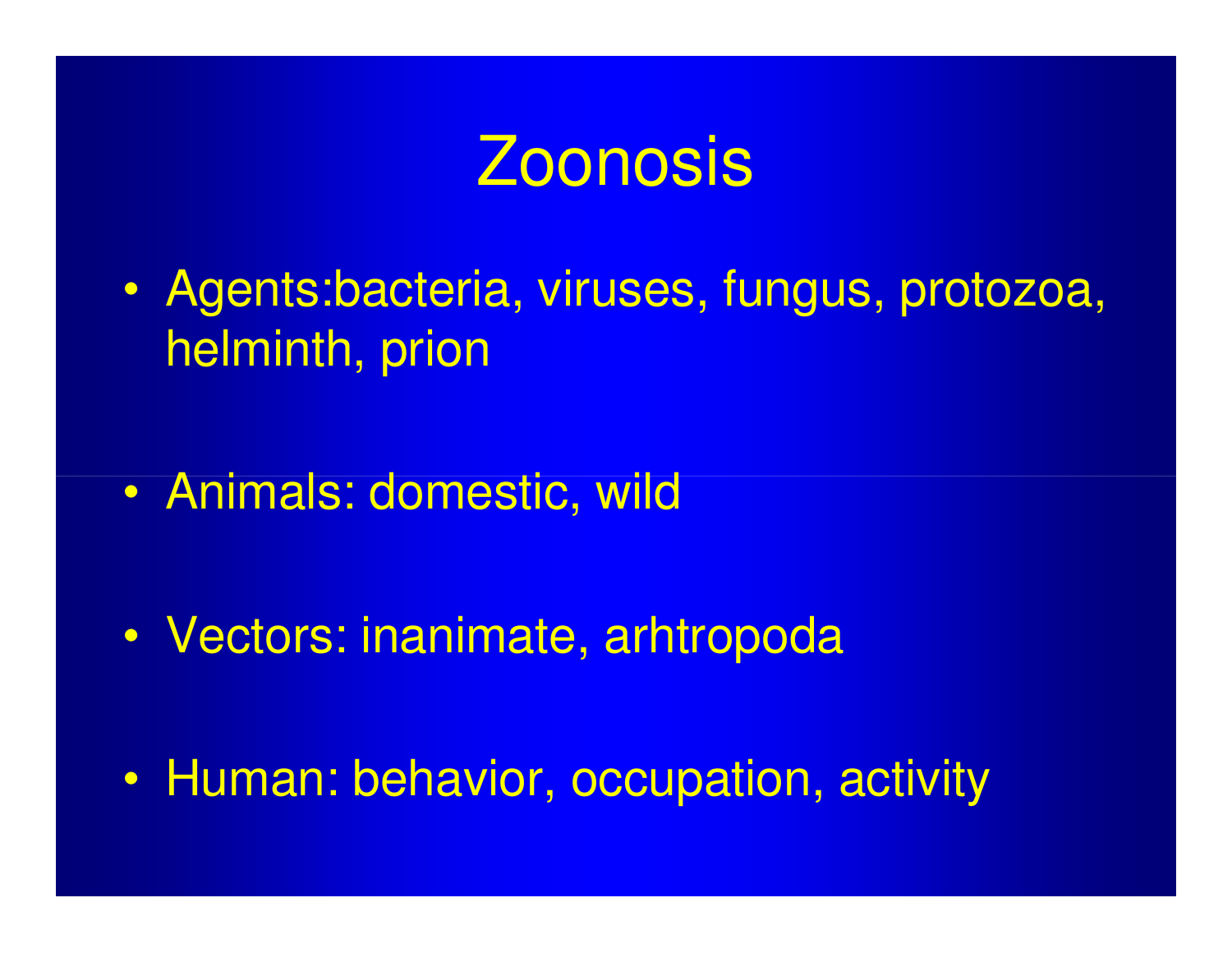# Zoonosis

- Agents:bacteria, viruses, fungus, protozoa, helminth, prion
- Animals: domestic, wild
- Vectors: inanimate, arhtropoda
- Human: behavior, occupation, activity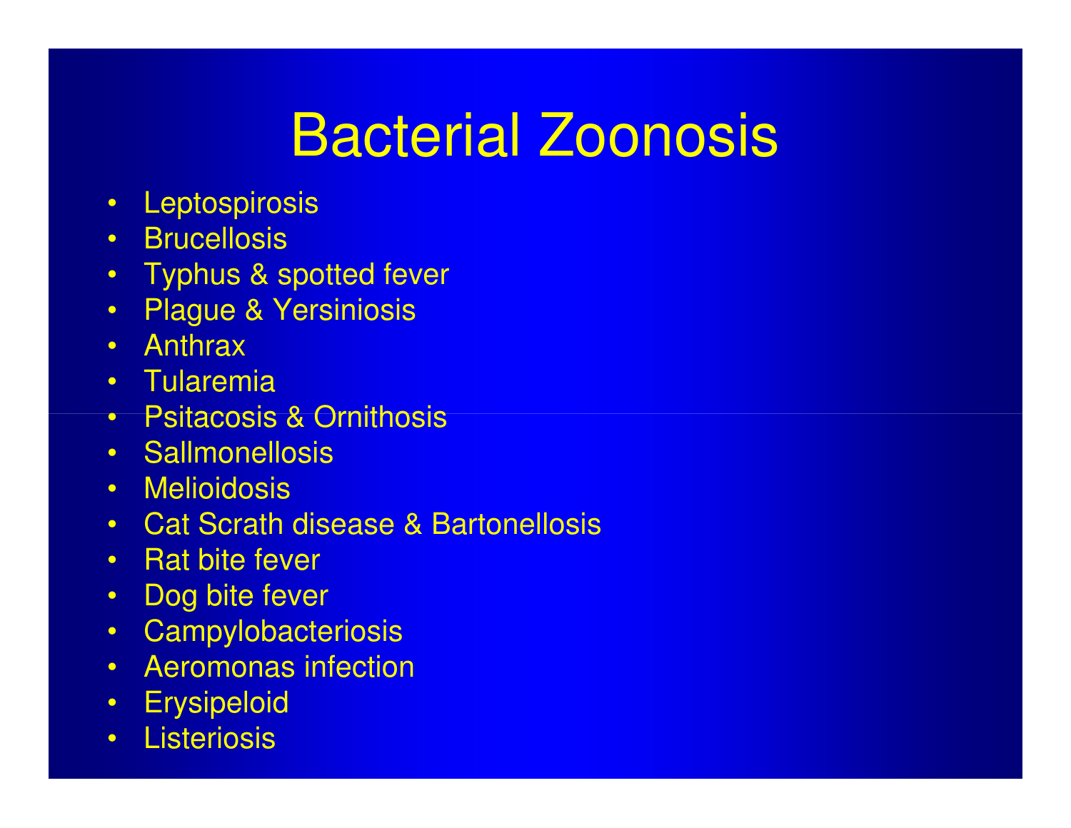# Bacterial Zoonosis

- Leptospirosis
- Brucellosis
- Typhus & spotted fever
- Plague & Yersiniosis
- Anthrax
- Tularemia
- Psitacosis & Ornithosis
- Sallmonellosis
- Melioidosis
- Cat Scrath disease & Bartonellosis
- Rat bite fever
- Dog bite fever
- Campylobacteriosis
- Aeromonas infection
- Erysipeloid
- Listeriosis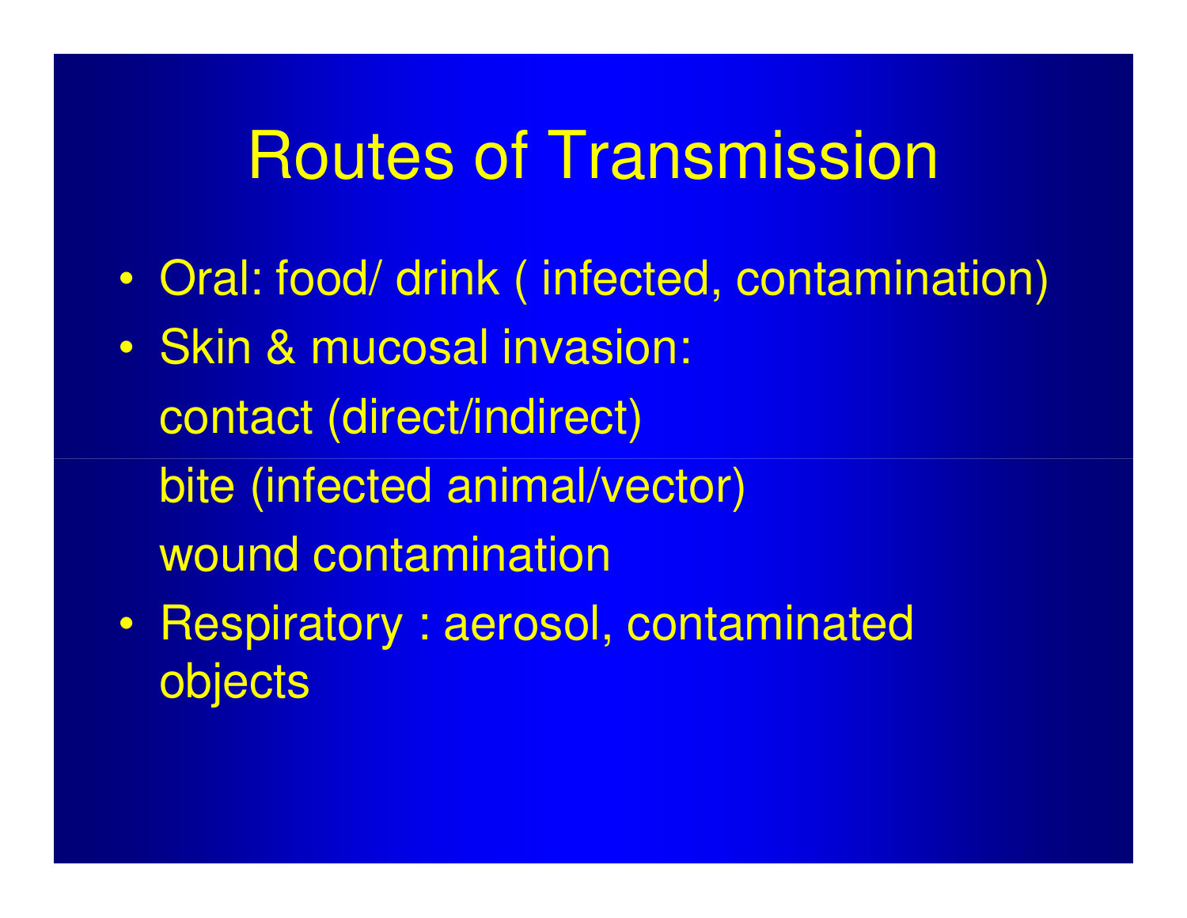# Routes of Transmission

- Oral: food/ drink ( infected, contamination)
- Skin & mucosal invasion:
  - contact (direct/indirect)
  - bite (infected animal/vector)
  - wound contamination
- Respiratory : aerosol, contaminated objects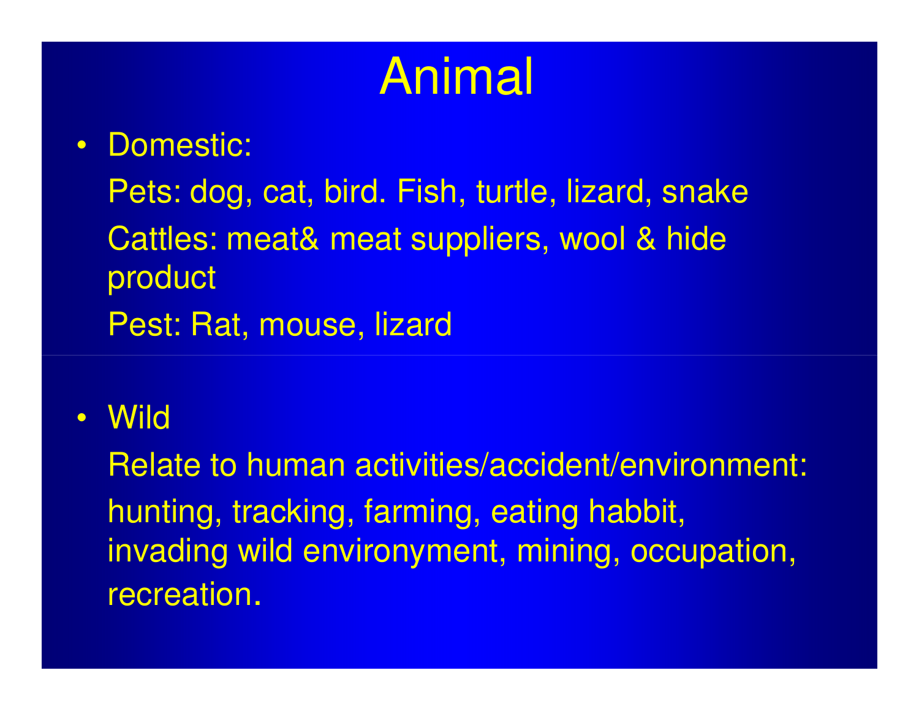# Animal

- Domestic:

  Pets: dog, cat, bird. Fish, turtle, lizard, snake

  Cattles: meat& meat suppliers, wool & hide product

  Pest: Rat, mouse, lizard

- Wild

  Relate to human activities/accident/environment: hunting, tracking, farming, eating habbit, invading wild environyment, mining, occupation, recreation.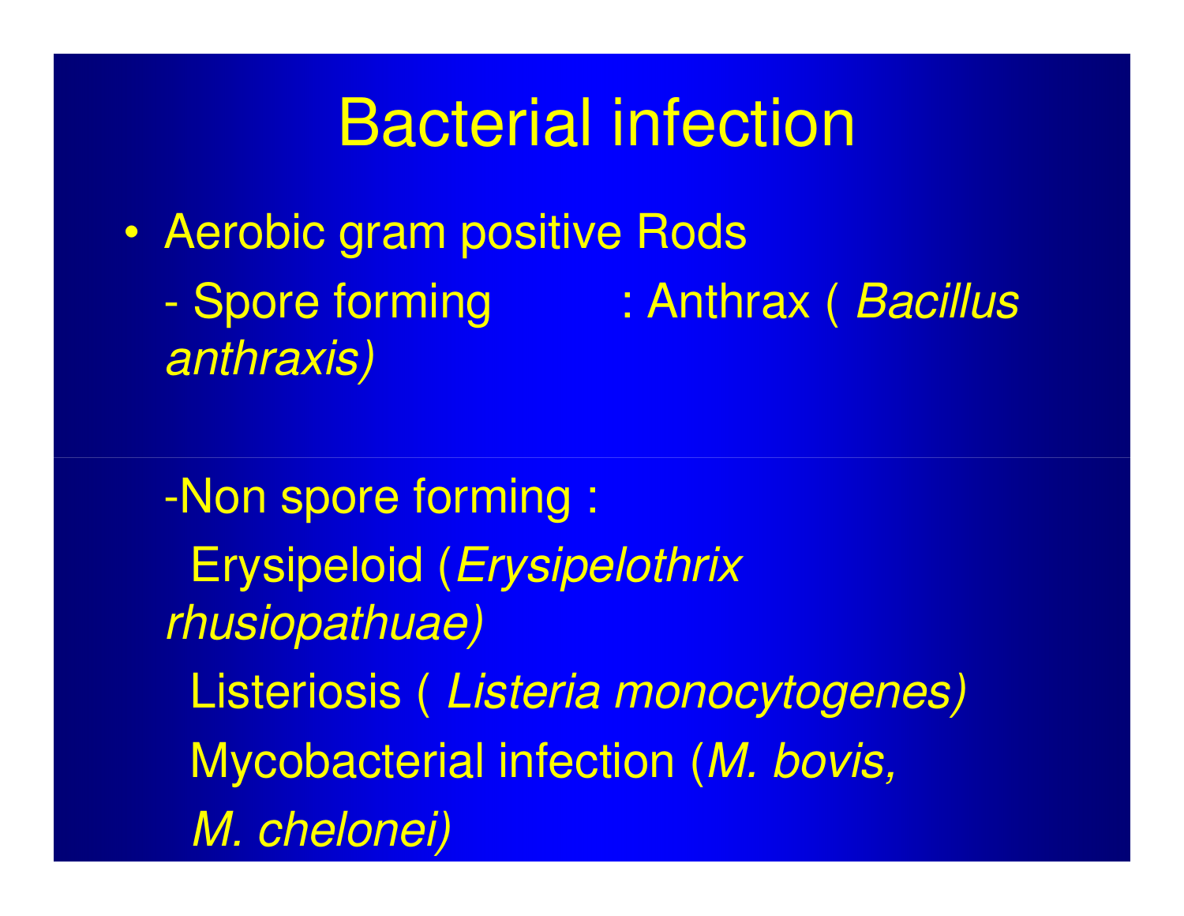# Bacterial infection

- Aerobic gram positive Rods
  - Spore forming : Anthrax ( *Bacillus anthraxis)*

  - Non spore forming :

    Erysipeloid (*Erysipelothrix rhusiopathuae)*

    Listeriosis ( *Listeria monocytogenes)*

    Mycobacterial infection (*M. bovis, M. chelonei)*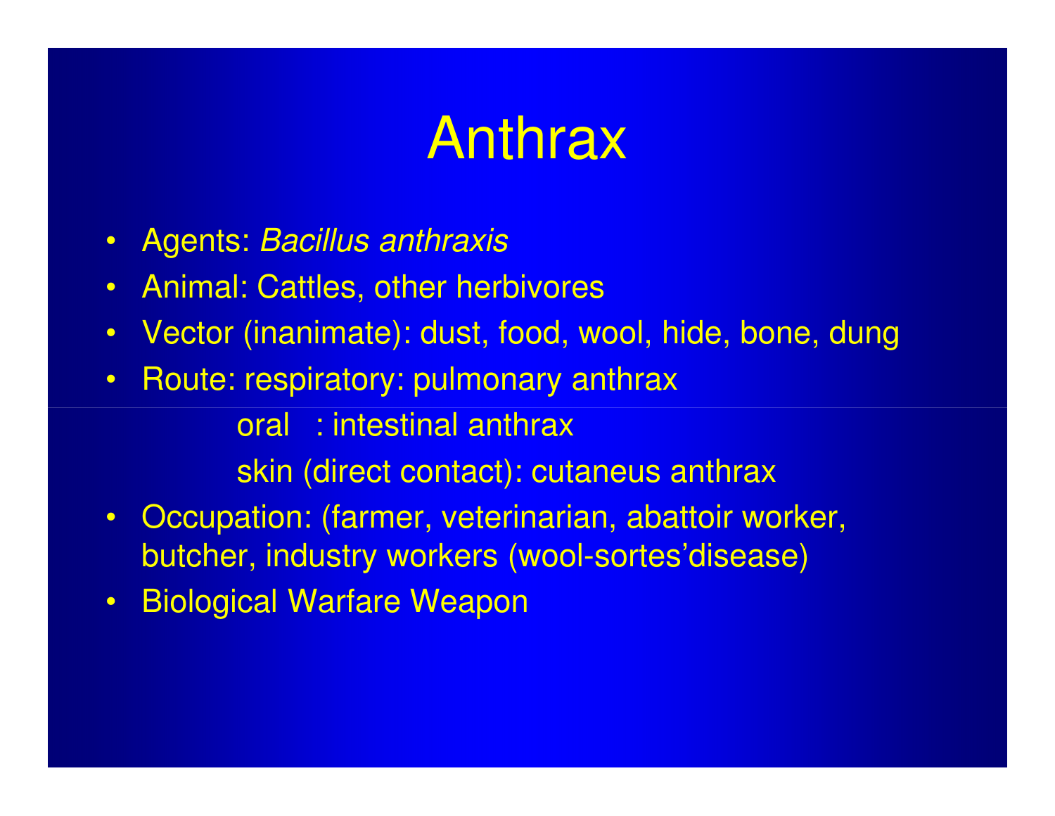# Anthrax

- Agents: *Bacillus anthraxis*
- Animal: Cattles, other herbivores
- Vector (inanimate): dust, food, wool, hide, bone, dung
- Route: respiratory: pulmonary anthrax
  - oral : intestinal anthrax
  - skin (direct contact): cutaneus anthrax
- Occupation: (farmer, veterinarian, abattoir worker, butcher, industry workers (wool-sortes'disease)
- Biological Warfare Weapon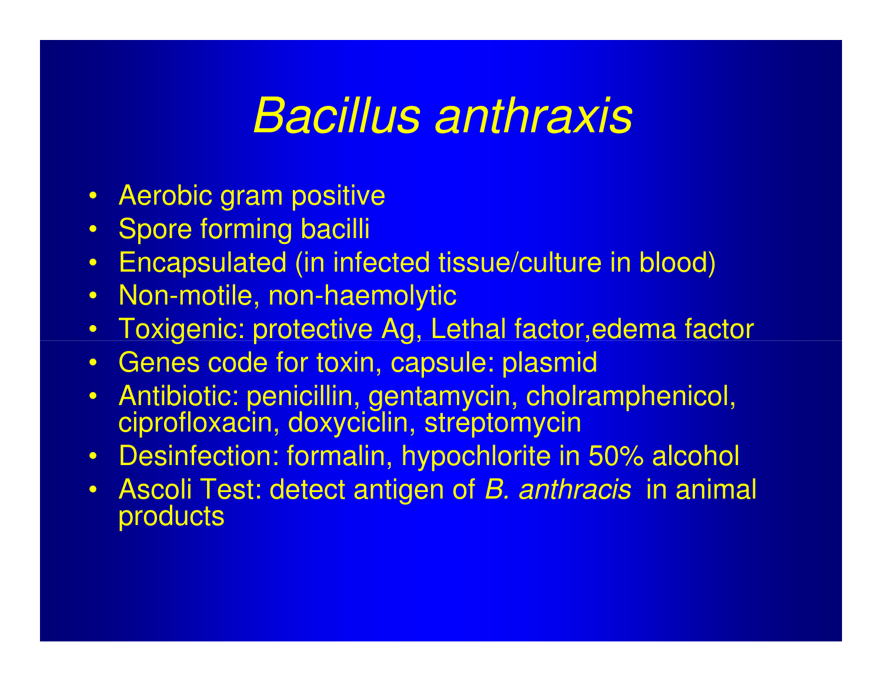# *Bacillus anthraxis*

- Aerobic gram positive
- Spore forming bacilli
- Encapsulated (in infected tissue/culture in blood)
- Non-motile, non-haemolytic
- Toxigenic: protective Ag, Lethal factor,edema factor
- Genes code for toxin, capsule: plasmid
- Antibiotic: penicillin, gentamycin, cholramphenicol, ciprofloxacin, doxyciclin, streptomycin
- Desinfection: formalin, hypochlorite in 50% alcohol
- Ascoli Test: detect antigen of *B. anthracis* in animal products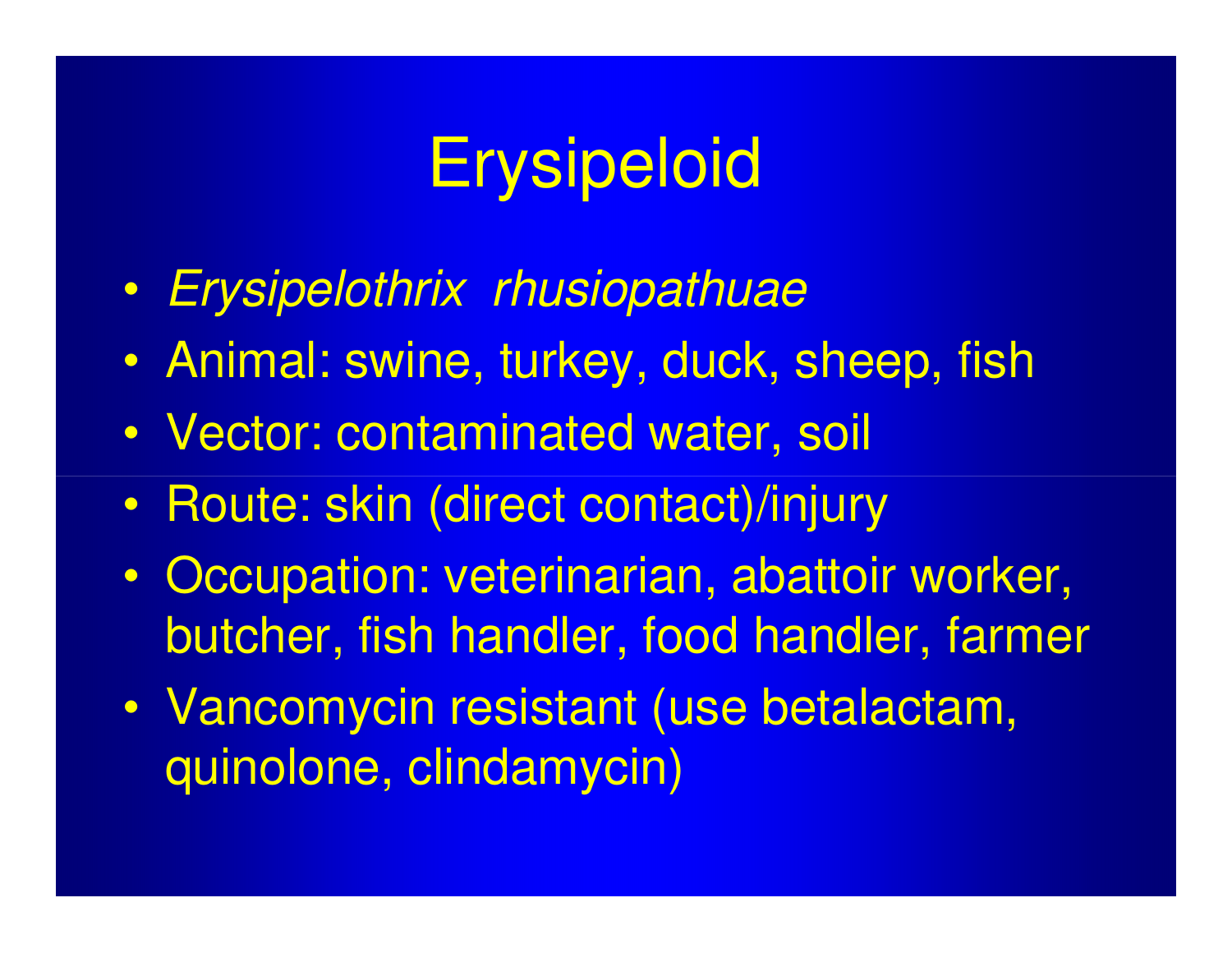# Erysipeloid

- *Erysipelothrix rhusiopathuae*
- Animal: swine, turkey, duck, sheep, fish
- Vector: contaminated water, soil
- Route: skin (direct contact)/injury
- Occupation: veterinarian, abattoir worker, butcher, fish handler, food handler, farmer
- Vancomycin resistant (use betalactam, quinolone, clindamycin)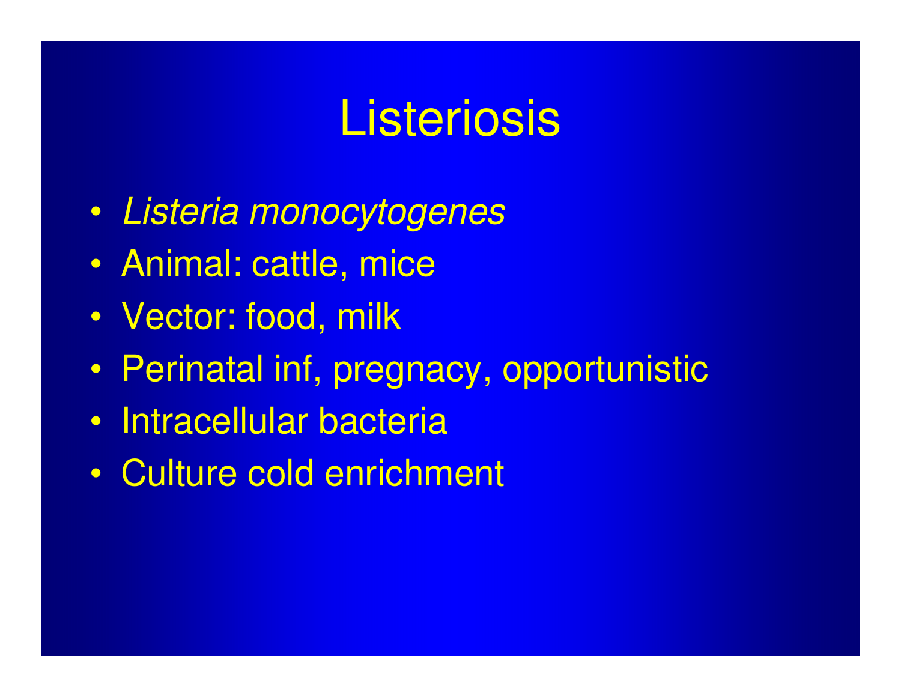# Listeriosis

- *Listeria monocytogenes*
- Animal: cattle, mice
- Vector: food, milk
- Perinatal inf, pregnacy, opportunistic
- Intracellular bacteria
- Culture cold enrichment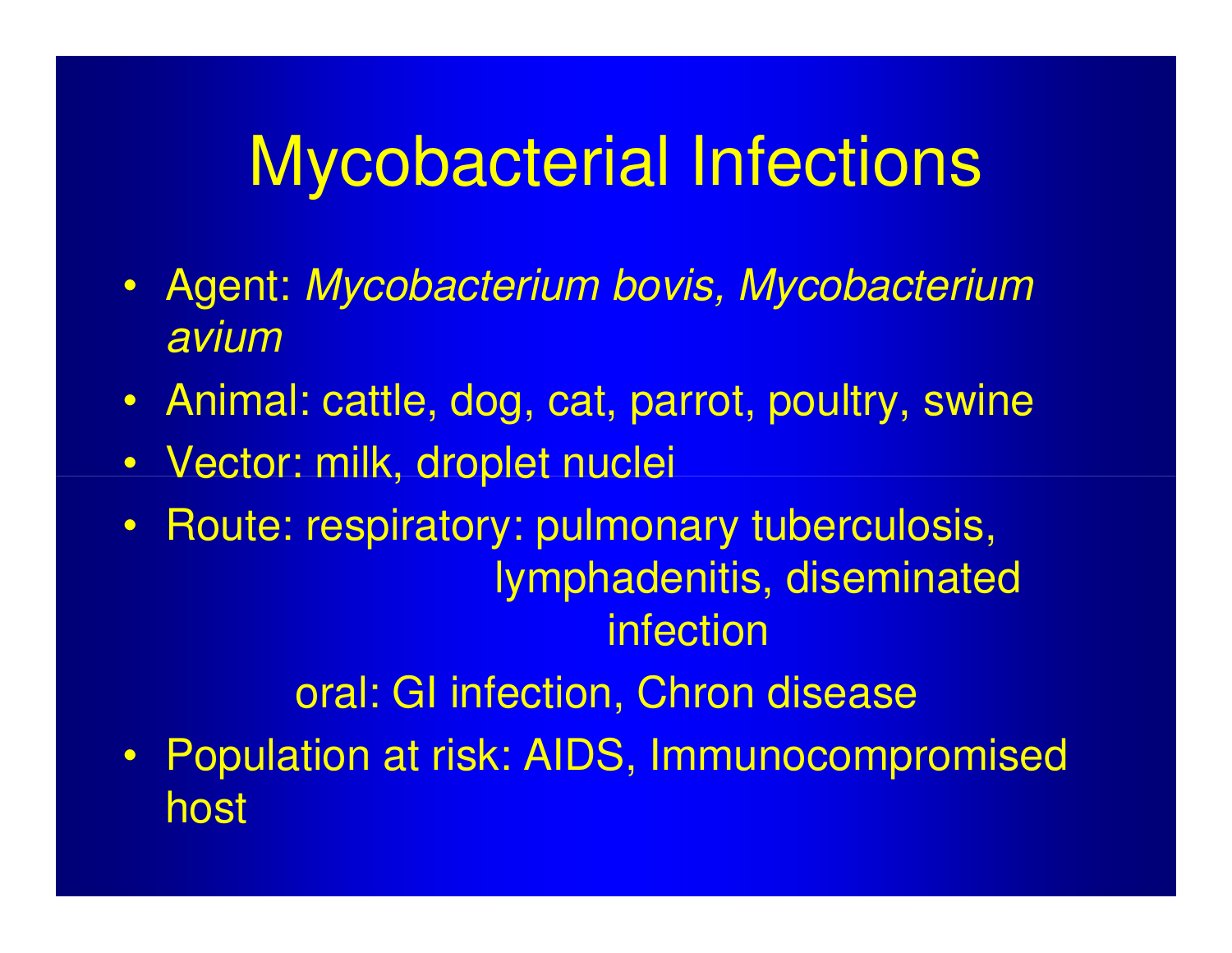# Mycobacterial Infections

- Agent: *Mycobacterium bovis, Mycobacterium avium*
- Animal: cattle, dog, cat, parrot, poultry, swine
- Vector: milk, droplet nuclei
- Route: respiratory: pulmonary tuberculosis, lymphadenitis, diseminated infection

  oral: GI infection, Chron disease
- Population at risk: AIDS, Immunocompromised host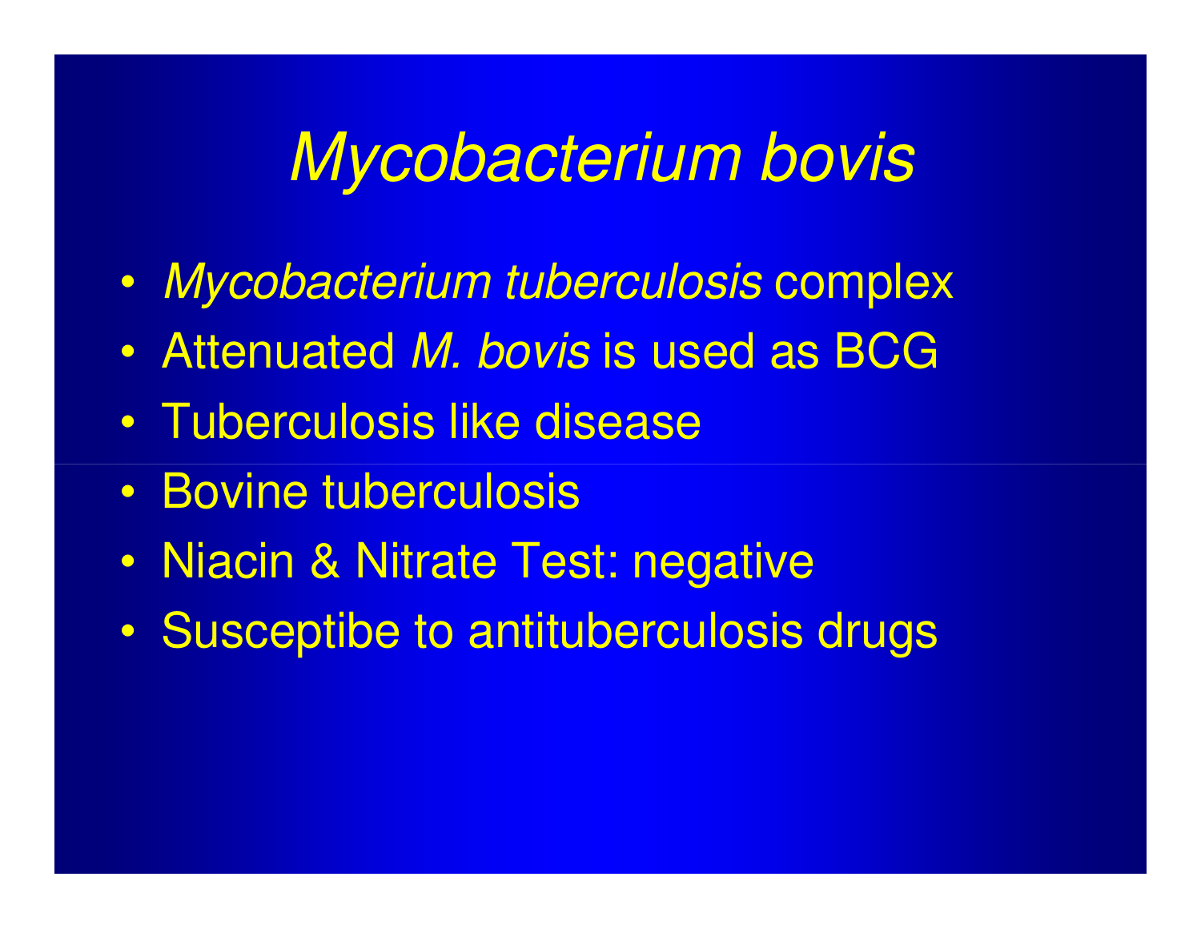# *Mycobacterium bovis*

- *Mycobacterium tuberculosis* complex
- Attenuated *M. bovis* is used as BCG
- Tuberculosis like disease
- Bovine tuberculosis
- Niacin & Nitrate Test: negative
- Susceptibe to antituberculosis drugs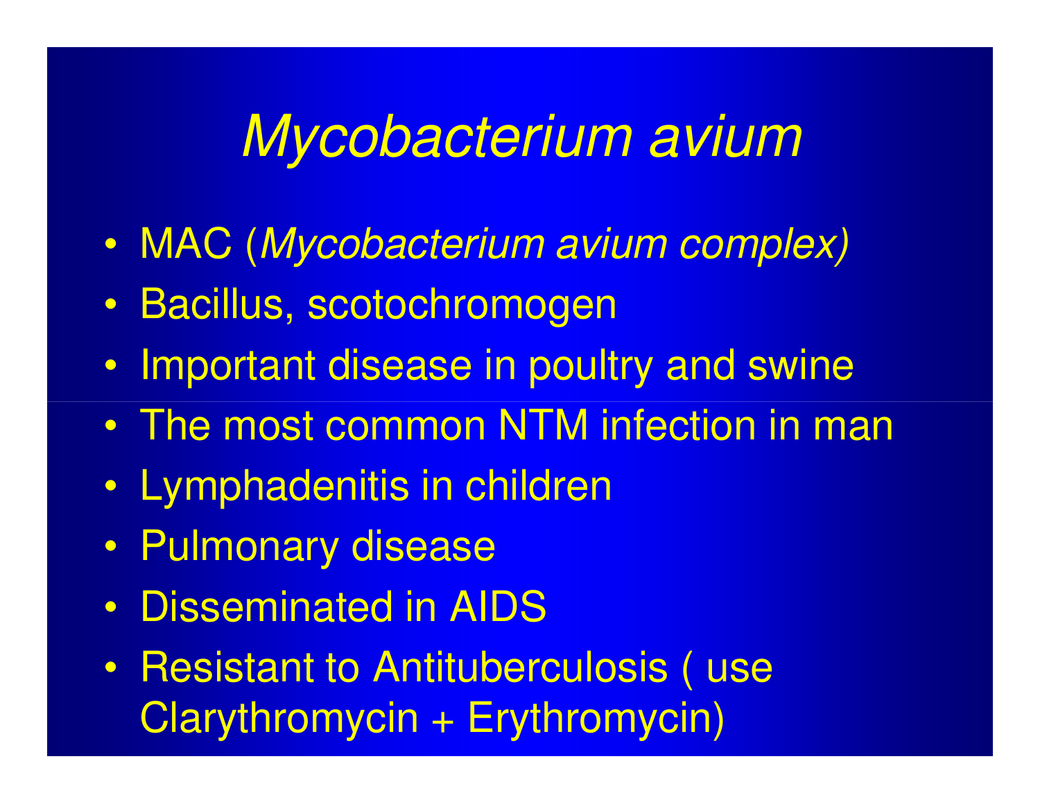# *Mycobacterium avium*

- MAC (*Mycobacterium avium complex)*
- Bacillus, scotochromogen
- Important disease in poultry and swine
- The most common NTM infection in man
- Lymphadenitis in children
- Pulmonary disease
- Disseminated in AIDS
- Resistant to Antituberculosis ( use Clarythromycin + Erythromycin)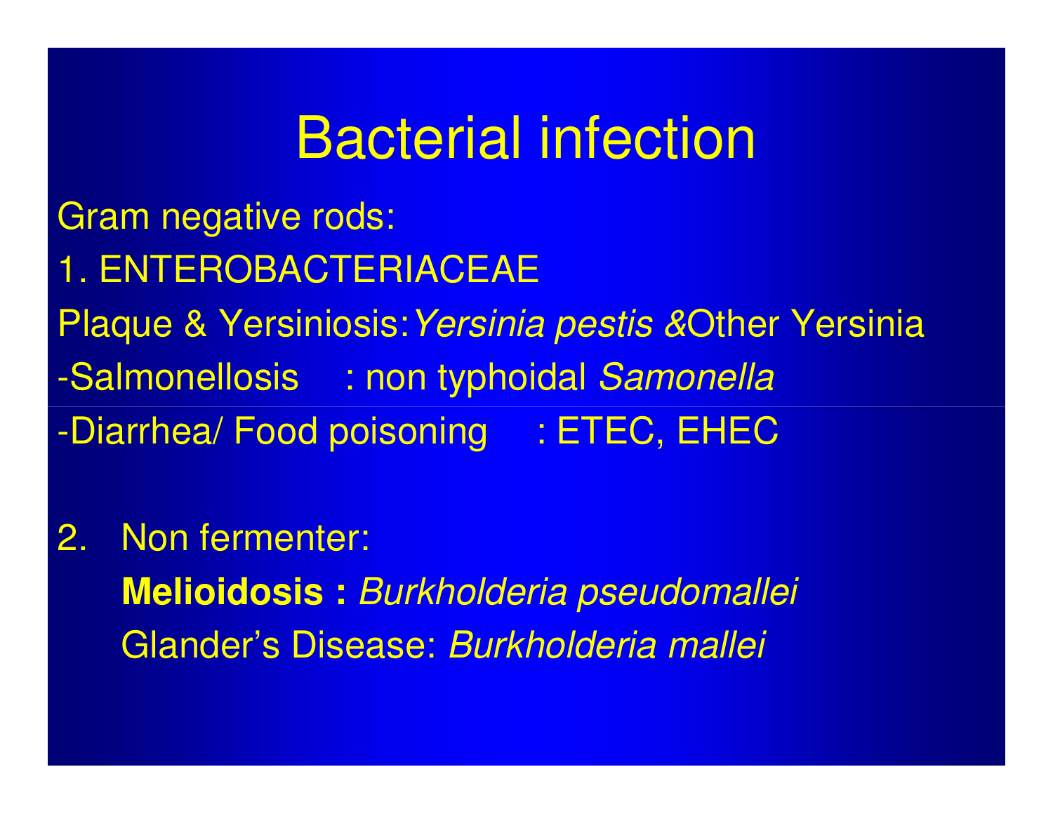# Bacterial infection

Gram negative rods:

1. ENTEROBACTERIACEAE

Plaque & Yersiniosis: *Yersinia pestis &*Other Yersinia

-Salmonellosis : non typhoidal *Samonella*

-Diarrhea/ Food poisoning : ETEC, EHEC

2. Non fermenter:

   **Melioidosis :** *Burkholderia pseudomallei*

   Glander's Disease: *Burkholderia mallei*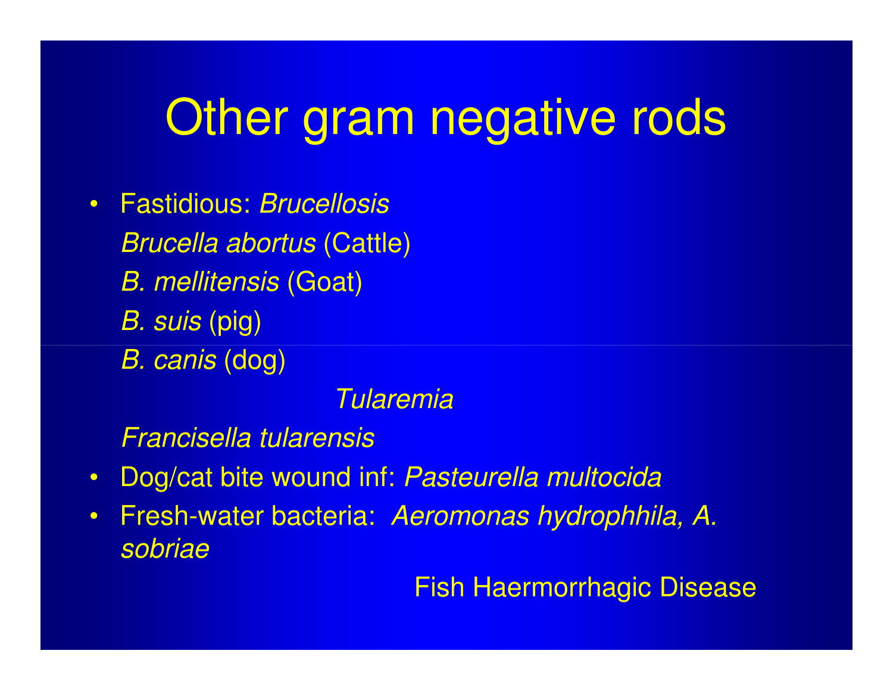# Other gram negative rods

- Fastidious: *Brucellosis*

  *Brucella abortus* (Cattle)

  *B. mellitensis* (Goat)

  *B. suis* (pig)

  *B. canis* (dog)

  *Tularemia*

  *Francisella tularensis*

- Dog/cat bite wound inf: *Pasteurella multocida*
- Fresh-water bacteria: *Aeromonas hydrophhila, A. sobriae*

  Fish Haermorrhagic Disease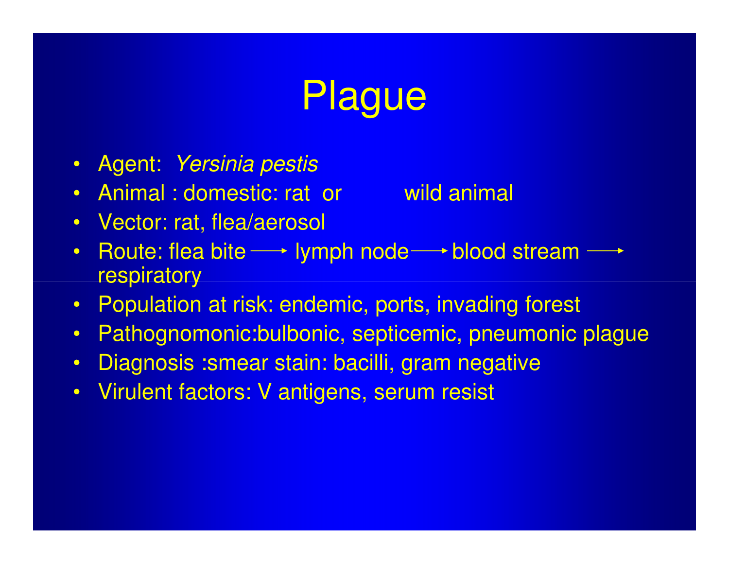# Plague

- Agent: *Yersinia pestis*
- Animal : domestic: rat or wild animal
- Vector: rat, flea/aerosol
- Route: flea bite ⟶ lymph node ⟶ blood stream ⟶ respiratory
- Population at risk: endemic, ports, invading forest
- Pathognomonic:bulbonic, septicemic, pneumonic plague
- Diagnosis :smear stain: bacilli, gram negative
- Virulent factors: V antigens, serum resist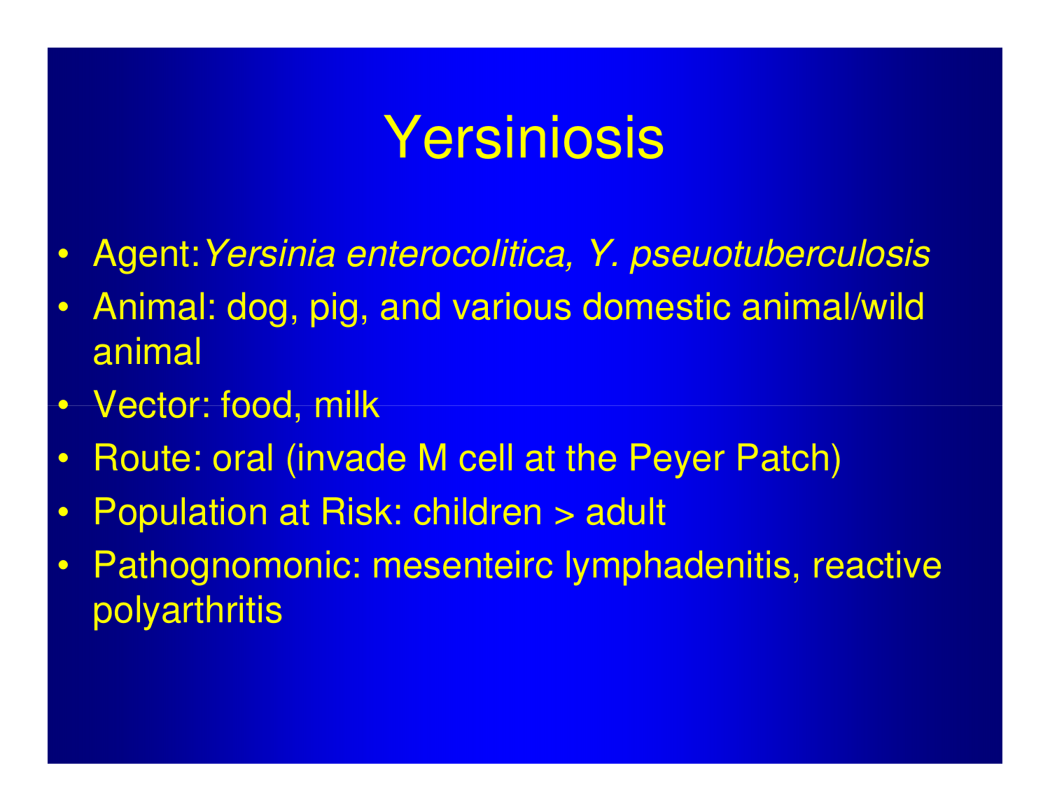# Yersiniosis

- Agent: *Yersinia enterocolitica, Y. pseuotuberculosis*
- Animal: dog, pig, and various domestic animal/wild animal
- Vector: food, milk
- Route: oral (invade M cell at the Peyer Patch)
- Population at Risk: children > adult
- Pathognomonic: mesenteirc lymphadenitis, reactive polyarthritis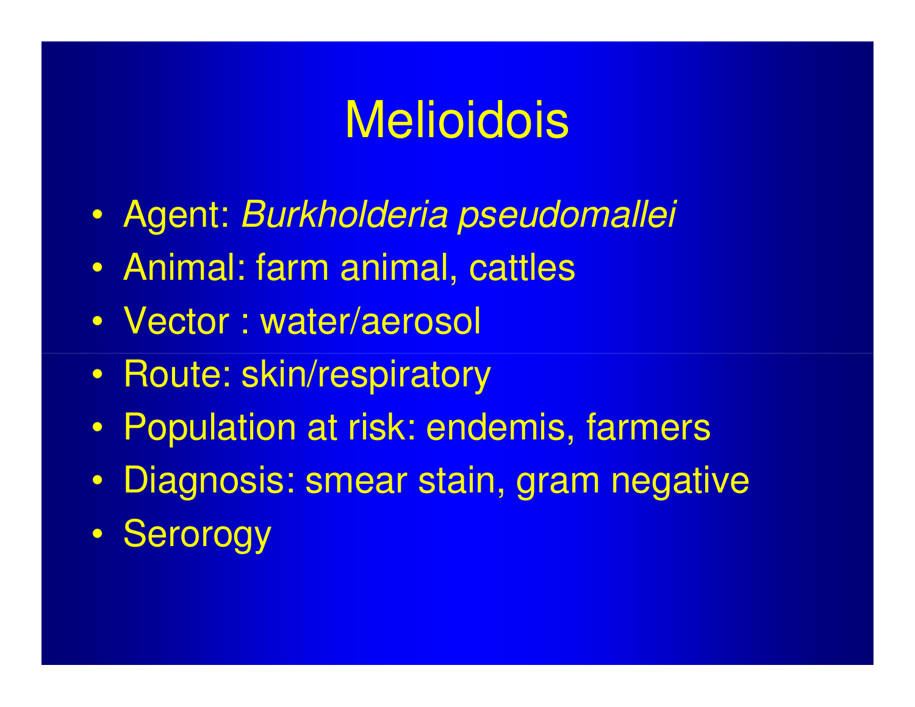# Melioidois

- Agent: *Burkholderia pseudomallei*
- Animal: farm animal, cattles
- Vector : water/aerosol
- Route: skin/respiratory
- Population at risk: endemis, farmers
- Diagnosis: smear stain, gram negative
- Serorogy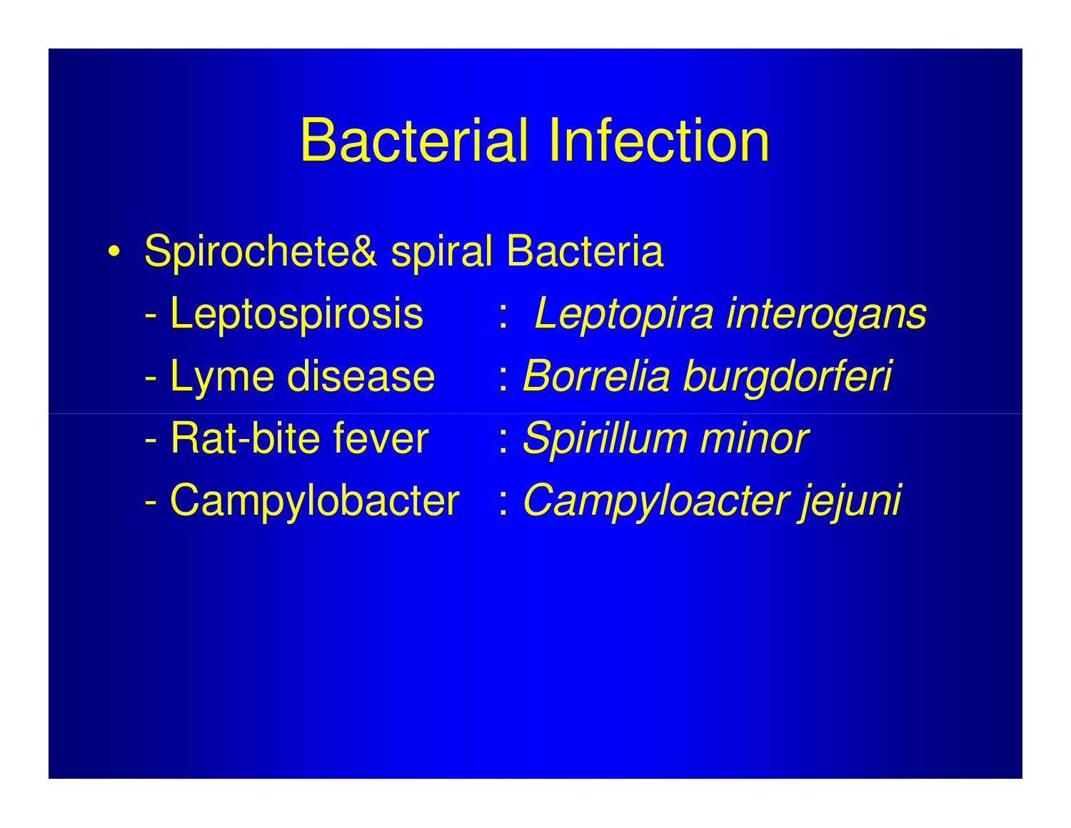# Bacterial Infection

- Spirochete& spiral Bacteria
  - Leptospirosis : *Leptopira interogans*
  - Lyme disease : *Borrelia burgdorferi*
  - Rat-bite fever : *Spirillum minor*
  - Campylobacter : *Campyloacter jejuni*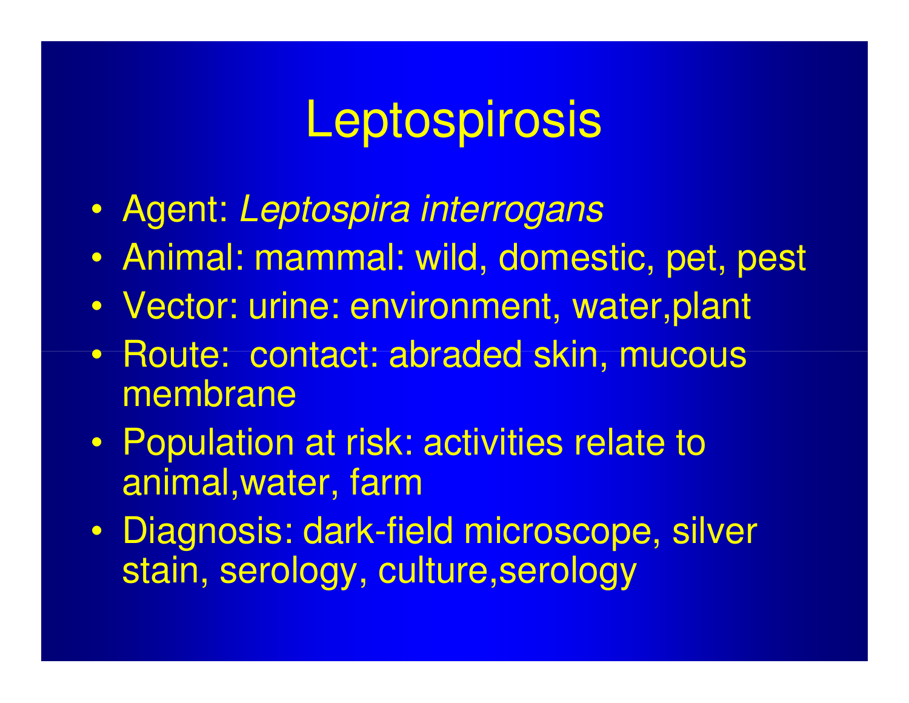# Leptospirosis

- Agent: *Leptospira interrogans*
- Animal: mammal: wild, domestic, pet, pest
- Vector: urine: environment, water,plant
- Route: contact: abraded skin, mucous membrane
- Population at risk: activities relate to animal,water, farm
- Diagnosis: dark-field microscope, silver stain, serology, culture,serology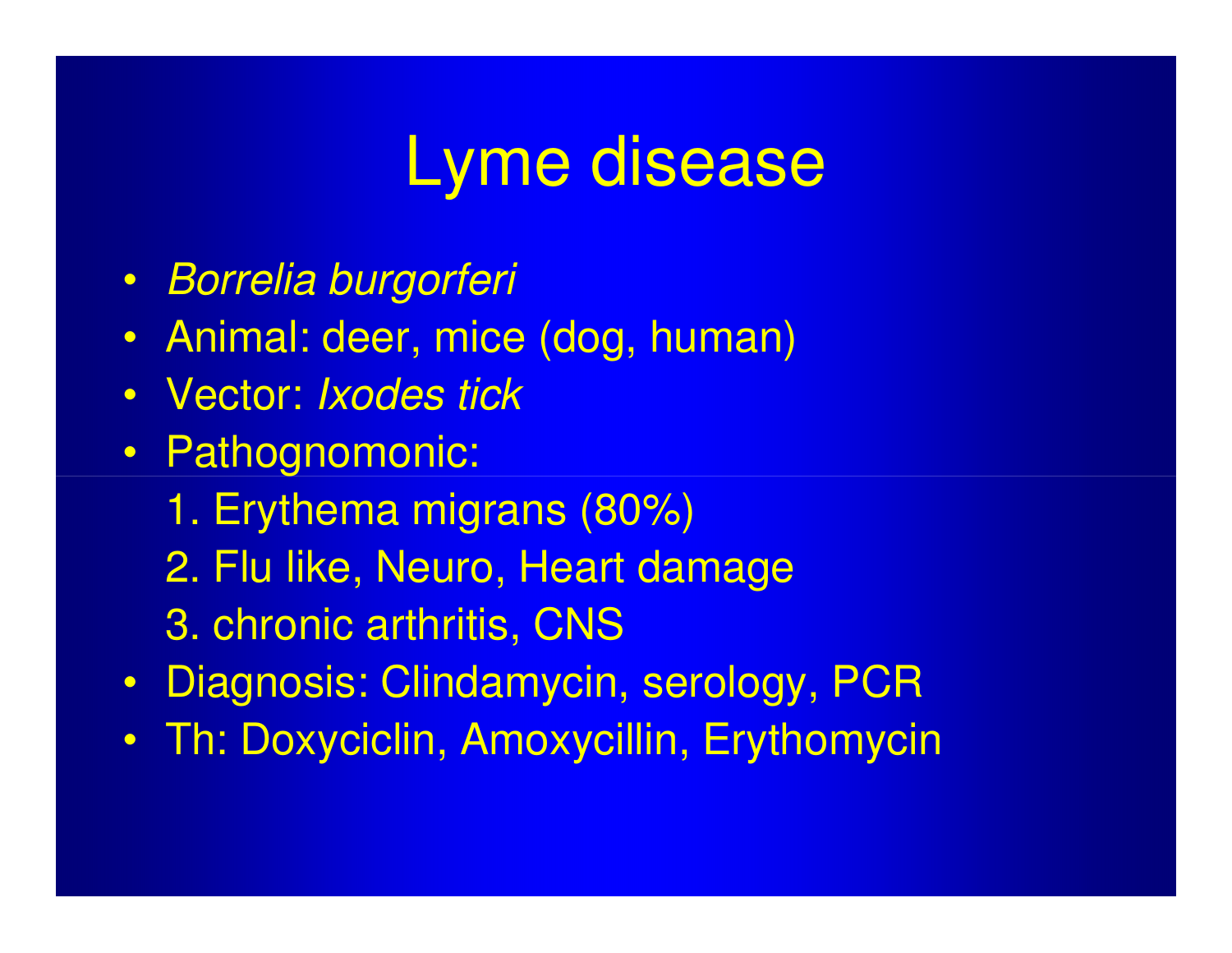# Lyme disease

- *Borrelia burgorferi*
- Animal: deer, mice (dog, human)
- Vector: *Ixodes tick*
- Pathognomonic:
  1. Erythema migrans (80%)
  2. Flu like, Neuro, Heart damage
  3. chronic arthritis, CNS
- Diagnosis: Clindamycin, serology, PCR
- Th: Doxyciclin, Amoxycillin, Erythomycin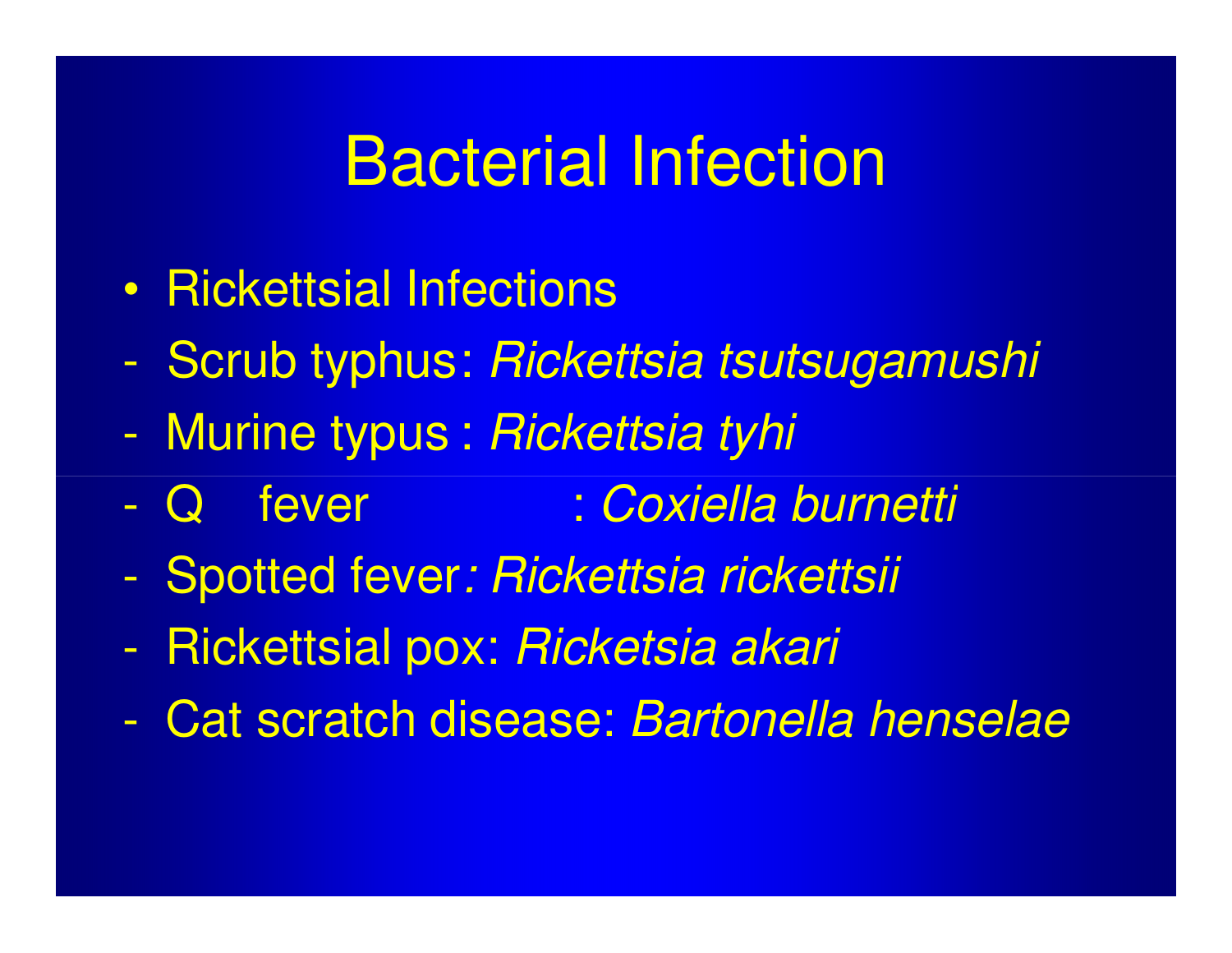# Bacterial Infection

- Rickettsial Infections
- Scrub typhus: *Rickettsia tsutsugamushi*
- Murine typus : *Rickettsia tyhi*
- Q fever : *Coxiella burnetti*
- Spotted fever*: Rickettsia rickettsii*
- Rickettsial pox: *Ricketsia akari*
- Cat scratch disease: *Bartonella henselae*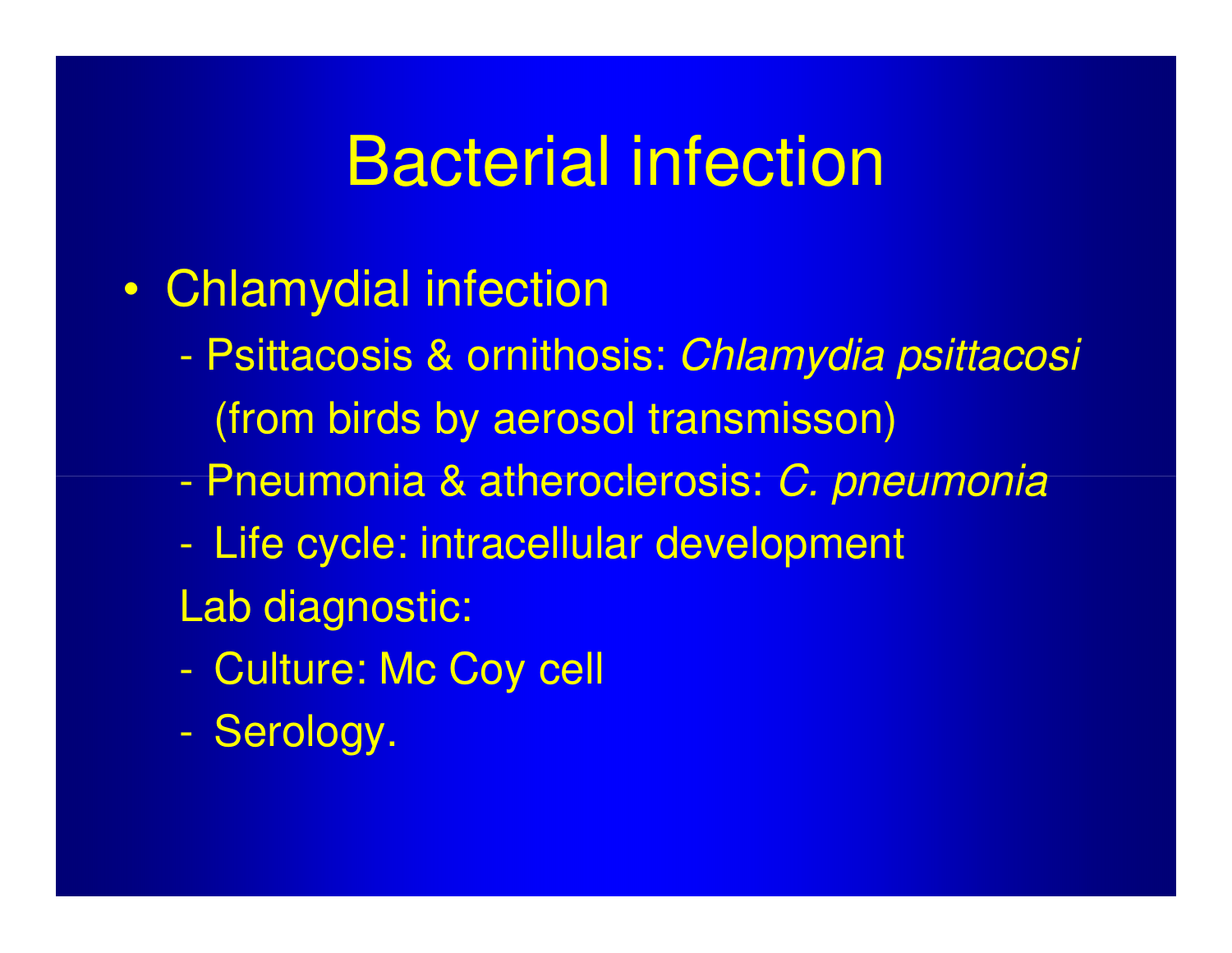# Bacterial infection

- Chlamydial infection
  - Psittacosis & ornithosis: *Chlamydia psittacosi* (from birds by aerosol transmisson)
  - Pneumonia & atheroclerosis: *C. pneumonia*
  - Life cycle: intracellular development

  Lab diagnostic:

  - Culture: Mc Coy cell
  - Serology.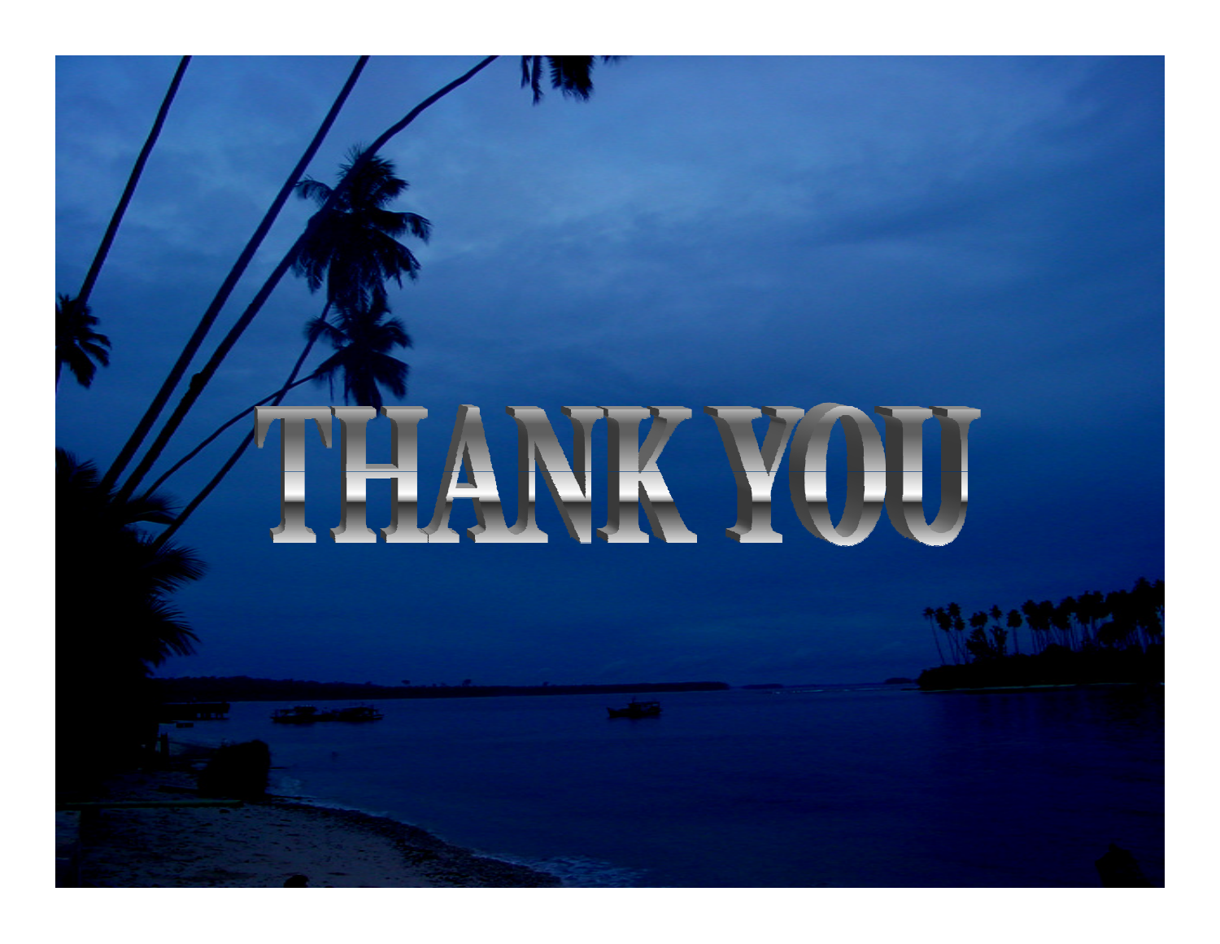# THANK YOU